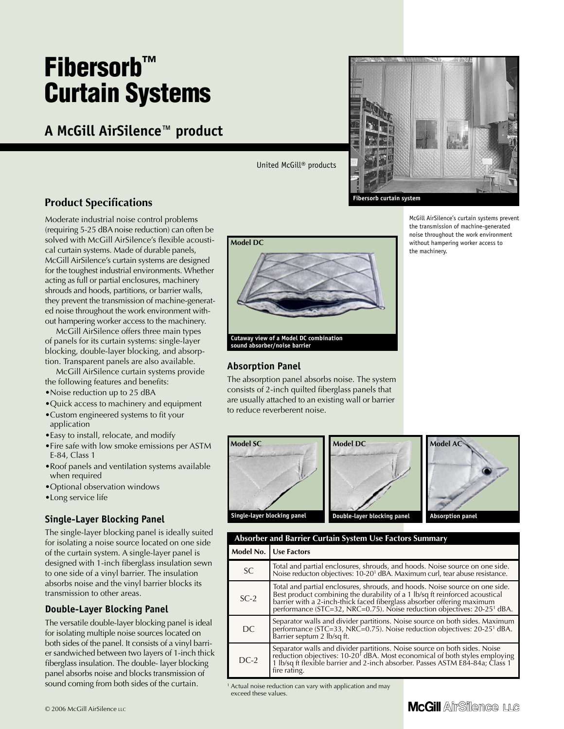# Fibersorb™ Curtain Systems

## A McGill AirSilence™ product

United McGill® products

Fibersorb curtain system

McGill AirSilence's curtain systems prevent the transmission of machine-generated noise throughout the work environment without hampering worker access to the machinery.

### Product Specifications

Moderate industrial noise control problems (requiring 5-25 dBA noise reduction) can often be solved with McGill AirSilence's flexible acoustical curtain systems. Made of durable panels, McGill AirSilence's curtain systems are designed for the toughest industrial environments. Whether acting as full or partial enclosures, machinery shrouds and hoods, partitions, or barrier walls, they prevent the transmission of machine-generated noise throughout the work environment without hampering worker access to the machinery.

McGill AirSilence offers three main types of panels for its curtain systems: single-layer blocking, double-layer blocking, and absorption. Transparent panels are also available.

McGill AirSilence curtain systems provide the following features and benefits:

- Noise reduction up to 25 dBA
- Quick access to machinery and equipment
- Custom engineered systems to fit your application
- Easy to install, relocate, and modify
- Fire safe with low smoke emissions per ASTM E-84, Class 1
- Roof panels and ventilation systems available when required
- Optional observation windows
- Long service life

### Single-Layer Blocking Panel

The single-layer blocking panel is ideally suited for isolating a noise source located on one side of the curtain system. A single-layer panel is designed with 1-inch fiberglass insulation sewn to one side of a vinyl barrier. The insulation absorbs noise and the vinyl barrier blocks its transmission to other areas.

### Double-Layer Blocking Panel

The versatile double-layer blocking panel is ideal for isolating multiple noise sources located on both sides of the panel. It consists of a vinyl barrier sandwiched between two layers of 1-inch thick fiberglass insulation. The double- layer blocking panel absorbs noise and blocks transmission of sound coming from both sides of the curtain.

Model DC

Cutaway view of a Model DC combination sound absorber/noise barrier

### Absorption Panel

The absorption panel absorbs noise. The system consists of 2-inch quilted fiberglass panels that are usually attached to an existing wall or barrier to reduce reverberent noise.

Model SC — Single-layer blocking panel

Model DC — Double-layer blocking panel

Model AC — Absorption panel

**Absorber and Barrier Curtain System Use Factors Summary**

| Model No. | Use Factors |
|---|---|
| SC | Total and partial enclosures, shrouds, and hoods. Noise source on one side. Noise reducton objectives: 10-20[1] dBA. Maximum curl, tear abuse resistance. |
| SC-2 | Total and partial enclosures, shrouds, and hoods. Noise source on one side. Best product combining the durability of a 1 lb/sq ft reinforced acoustical barrier with a 2-inch-thick faced fiberglass absorber offering maximum performance (STC=32, NRC=0.75). Noise reduction objectives: 20-25[1] dBA. |
| DC | Separator walls and divider partitions. Noise source on both sides. Maximum performance (STC=33, NRC=0.75). Noise reduction objectives: 20-25[1] dBA. Barrier septum 2 lb/sq ft. |
| DC-2 | Separator walls and divider partitions. Noise source on both sides. Noise reduction objectives: 10-20[1] dBA. Most economical of both styles employing 1 lb/sq ft flexible barrier and 2-inch absorber. Passes ASTM E84-84a; Class 1 fire rating. |

[1] Actual noise reduction can vary with application and may exceed these values.

© 2006 McGill AirSilence LLC

McGill AirSilence LLC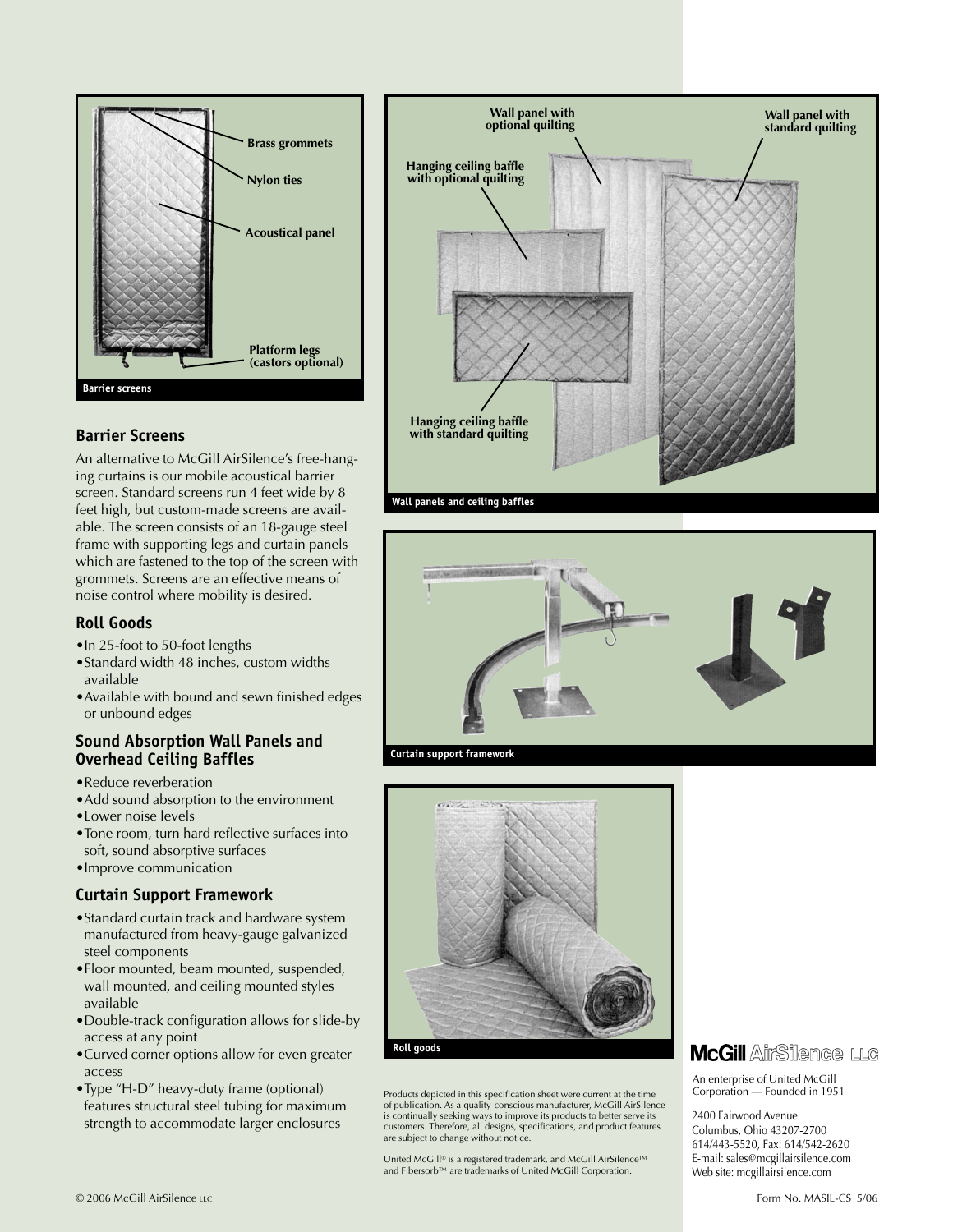Brass grommets

Nylon ties

Acoustical panel

Platform legs (castors optional)

Barrier screens

## Barrier Screens

An alternative to McGill AirSilence's free-hanging curtains is our mobile acoustical barrier screen. Standard screens run 4 feet wide by 8 feet high, but custom-made screens are available. The screen consists of an 18-gauge steel frame with supporting legs and curtain panels which are fastened to the top of the screen with grommets. Screens are an effective means of noise control where mobility is desired.

## Roll Goods

- In 25-foot to 50-foot lengths
- Standard width 48 inches, custom widths available
- Available with bound and sewn finished edges or unbound edges

## Sound Absorption Wall Panels and Overhead Ceiling Baffles

- Reduce reverberation
- Add sound absorption to the environment
- Lower noise levels
- Tone room, turn hard reflective surfaces into soft, sound absorptive surfaces
- Improve communication

## Curtain Support Framework

- Standard curtain track and hardware system manufactured from heavy-gauge galvanized steel components
- Floor mounted, beam mounted, suspended, wall mounted, and ceiling mounted styles available
- Double-track configuration allows for slide-by access at any point
- Curved corner options allow for even greater access
- Type "H-D" heavy-duty frame (optional) features structural steel tubing for maximum strength to accommodate larger enclosures

Wall panel with optional quilting

Wall panel with standard quilting

Hanging ceiling baffle with optional quilting

Hanging ceiling baffle with standard quilting

Wall panels and ceiling baffles

Curtain support framework

Roll goods

Products depicted in this specification sheet were current at the time of publication. As a quality-conscious manufacturer, McGill AirSilence is continually seeking ways to improve its products to better serve its customers. Therefore, all designs, specifications, and product features are subject to change without notice.

United McGill® is a registered trademark, and McGill AirSilence™ and Fibersorb™ are trademarks of United McGill Corporation.

**McGill AirSilence LLC**

An enterprise of United McGill Corporation — Founded in 1951

2400 Fairwood Avenue
Columbus, Ohio 43207-2700
614/443-5520, Fax: 614/542-2620
E-mail: sales@mcgillairsilence.com
Web site: mcgillairsilence.com

© 2006 McGill AirSilence LLC

Form No. MASIL-CS 5/06